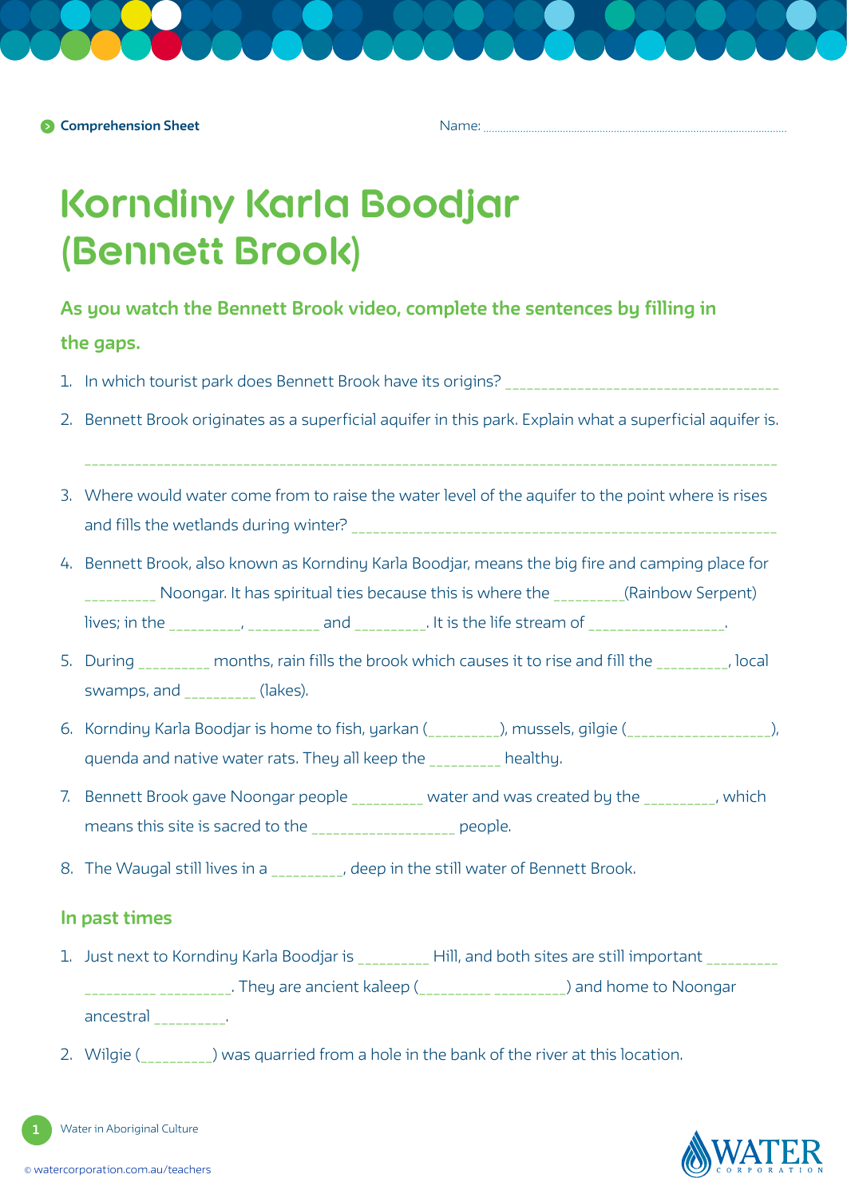Comprehension Sheet

Name: ..............................................................................................

# Korndiny Karla Boodjar (Bennett Brook)

## As you watch the Bennett Brook video, complete the sentences by filling in the gaps.

1. In which tourist park does Bennett Brook have its origins? ___________________________________
2. Bennett Brook originates as a superficial aquifer in this park. Explain what a superficial aquifer is.

   ___________________________________________________________________________________________
3. Where would water come from to raise the water level of the aquifer to the point where is rises and fills the wetlands during winter? ________________________________________________________
4. Bennett Brook, also known as Korndiny Karla Boodjar, means the big fire and camping place for _________ Noongar. It has spiritual ties because this is where the _________(Rainbow Serpent) lives; in the _________, _________ and _________. It is the life stream of _________________.
5. During _________ months, rain fills the brook which causes it to rise and fill the _________, local swamps, and _________ (lakes).
6. Korndiny Karla Boodjar is home to fish, yarkan (_________), mussels, gilgie (__________________), quenda and native water rats. They all keep the _________ healthy.
7. Bennett Brook gave Noongar people _________ water and was created by the _________, which means this site is sacred to the __________________ people.
8. The Waugal still lives in a _________, deep in the still water of Bennett Brook.

## In past times

1. Just next to Korndiny Karla Boodjar is _________ Hill, and both sites are still important _________ _________ _________. They are ancient kaleep (_________ _________) and home to Noongar ancestral _________.
2. Wilgie (_________) was quarried from a hole in the bank of the river at this location.

Water in Aboriginal Culture

© watercorporation.com.au/teachers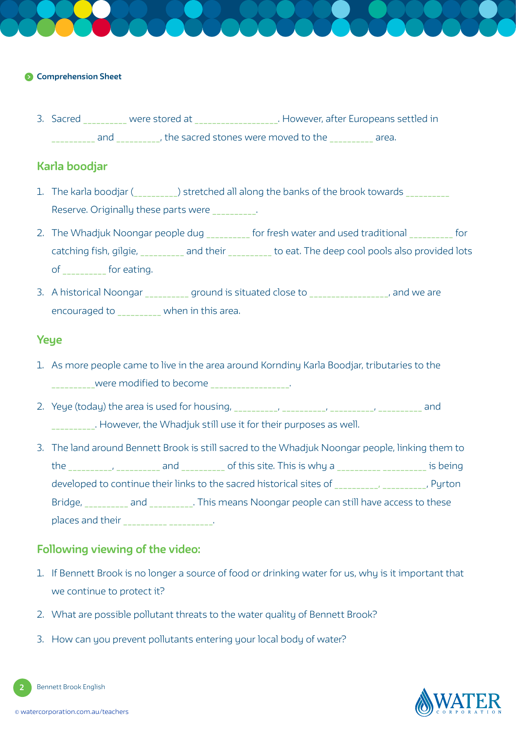Comprehension Sheet

3. Sacred _________ were stored at _________________. However, after Europeans settled in _________ and _________, the sacred stones were moved to the _________ area.

## Karla boodjar

1. The karla boodjar (_________) stretched all along the banks of the brook towards _________ Reserve. Originally these parts were _________.
2. The Whadjuk Noongar people dug _________ for fresh water and used traditional _________ for catching fish, gilgie, _________ and their _________ to eat. The deep cool pools also provided lots of _________ for eating.
3. A historical Noongar _________ ground is situated close to _________________, and we are encouraged to _________ when in this area.

## Yeye

1. As more people came to live in the area around Korndiny Karla Boodjar, tributaries to the _________were modified to become _________________.
2. Yeye (today) the area is used for housing, _________, _________, _________, _________ and _________. However, the Whadjuk still use it for their purposes as well.
3. The land around Bennett Brook is still sacred to the Whadjuk Noongar people, linking them to the _________, _________ and _________ of this site. This is why a _________ _________ is being developed to continue their links to the sacred historical sites of _________, _________, Pyrton Bridge, _________ and _________. This means Noongar people can still have access to these places and their _________ _________.

## Following viewing of the video:

1. If Bennett Brook is no longer a source of food or drinking water for us, why is it important that we continue to protect it?
2. What are possible pollutant threats to the water quality of Bennett Brook?
3. How can you prevent pollutants entering your local body of water?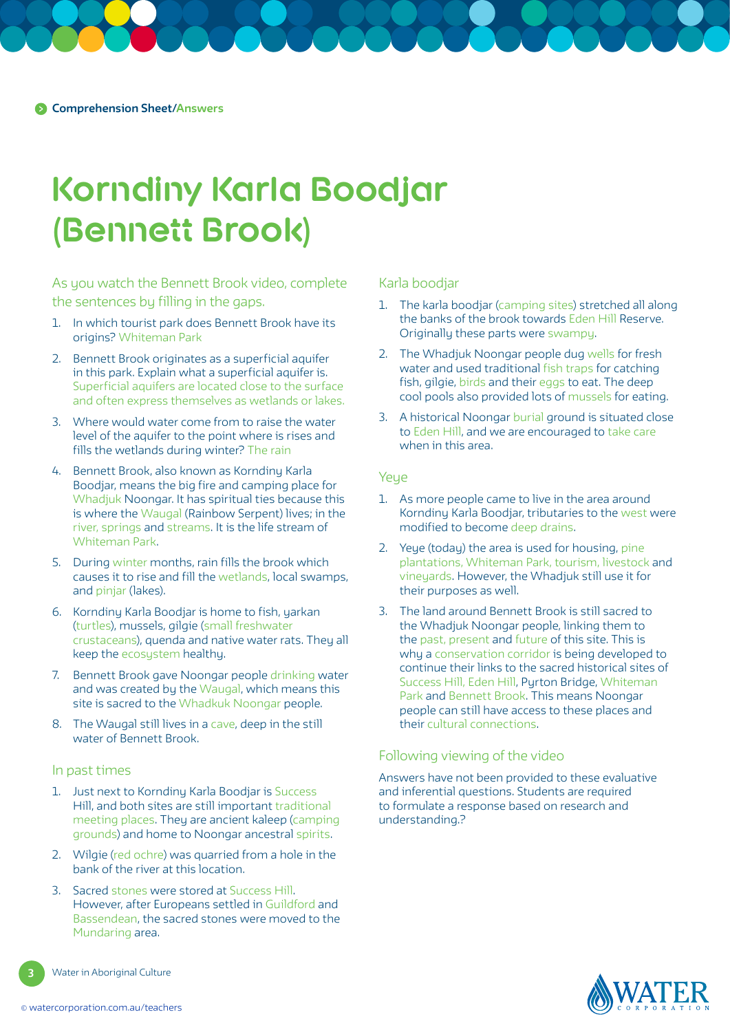Comprehension Sheet/Answers

# Korndiny Karla Boodjar (Bennett Brook)

As you watch the Bennett Brook video, complete the sentences by filling in the gaps.

1. In which tourist park does Bennett Brook have its origins? Whiteman Park
2. Bennett Brook originates as a superficial aquifer in this park. Explain what a superficial aquifer is. Superficial aquifers are located close to the surface and often express themselves as wetlands or lakes.
3. Where would water come from to raise the water level of the aquifer to the point where is rises and fills the wetlands during winter? The rain
4. Bennett Brook, also known as Korndiny Karla Boodjar, means the big fire and camping place for Whadjuk Noongar. It has spiritual ties because this is where the Waugal (Rainbow Serpent) lives; in the river, springs and streams. It is the life stream of Whiteman Park.
5. During winter months, rain fills the brook which causes it to rise and fill the wetlands, local swamps, and pinjar (lakes).
6. Korndiny Karla Boodjar is home to fish, yarkan (turtles), mussels, gilgie (small freshwater crustaceans), quenda and native water rats. They all keep the ecosystem healthy.
7. Bennett Brook gave Noongar people drinking water and was created by the Waugal, which means this site is sacred to the Whadkuk Noongar people.
8. The Waugal still lives in a cave, deep in the still water of Bennett Brook.

## In past times

1. Just next to Korndiny Karla Boodjar is Success Hill, and both sites are still important traditional meeting places. They are ancient kaleep (camping grounds) and home to Noongar ancestral spirits.
2. Wilgie (red ochre) was quarried from a hole in the bank of the river at this location.
3. Sacred stones were stored at Success Hill. However, after Europeans settled in Guildford and Bassendean, the sacred stones were moved to the Mundaring area.

## Karla boodjar

1. The karla boodjar (camping sites) stretched all along the banks of the brook towards Eden Hill Reserve. Originally these parts were swampy.
2. The Whadjuk Noongar people dug wells for fresh water and used traditional fish traps for catching fish, gilgie, birds and their eggs to eat. The deep cool pools also provided lots of mussels for eating.
3. A historical Noongar burial ground is situated close to Eden Hill, and we are encouraged to take care when in this area.

## Yeye

1. As more people came to live in the area around Korndiny Karla Boodjar, tributaries to the west were modified to become deep drains.
2. Yeye (today) the area is used for housing, pine plantations, Whiteman Park, tourism, livestock and vineyards. However, the Whadjuk still use it for their purposes as well.
3. The land around Bennett Brook is still sacred to the Whadjuk Noongar people, linking them to the past, present and future of this site. This is why a conservation corridor is being developed to continue their links to the sacred historical sites of Success Hill, Eden Hill, Pyrton Bridge, Whiteman Park and Bennett Brook. This means Noongar people can still have access to these places and their cultural connections.

## Following viewing of the video

Answers have not been provided to these evaluative and inferential questions. Students are required to formulate a response based on research and understanding.?